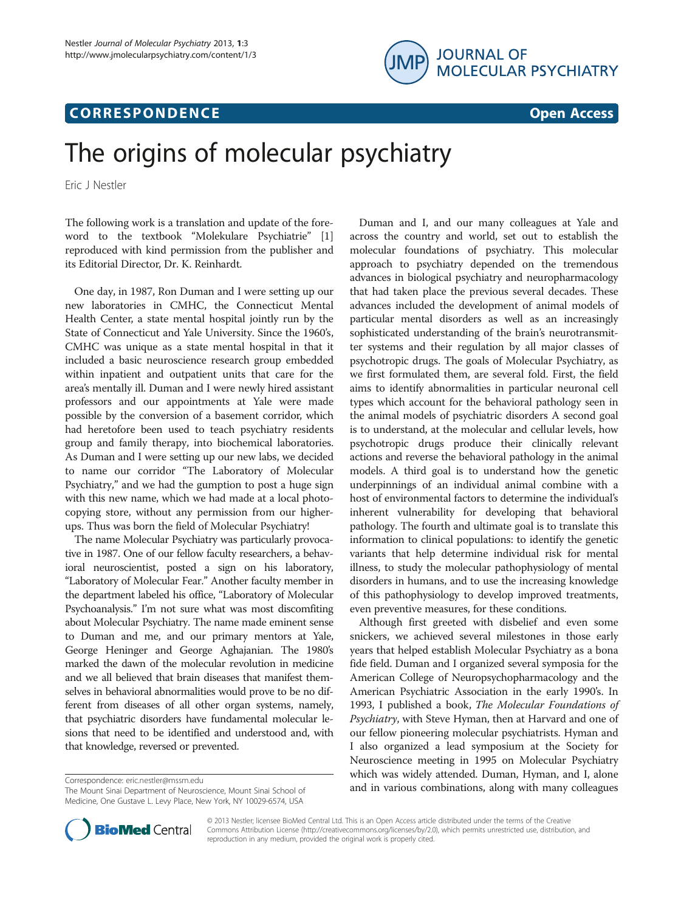CORRESPONDENCE

Open Access

# The origins of molecular psychiatry

Eric J Nestler

The following work is a translation and update of the foreword to the textbook "Molekulare Psychiatrie" [1] reproduced with kind permission from the publisher and its Editorial Director, Dr. K. Reinhardt.

One day, in 1987, Ron Duman and I were setting up our new laboratories in CMHC, the Connecticut Mental Health Center, a state mental hospital jointly run by the State of Connecticut and Yale University. Since the 1960's, CMHC was unique as a state mental hospital in that it included a basic neuroscience research group embedded within inpatient and outpatient units that care for the area's mentally ill. Duman and I were newly hired assistant professors and our appointments at Yale were made possible by the conversion of a basement corridor, which had heretofore been used to teach psychiatry residents group and family therapy, into biochemical laboratories. As Duman and I were setting up our new labs, we decided to name our corridor "The Laboratory of Molecular Psychiatry," and we had the gumption to post a huge sign with this new name, which we had made at a local photocopying store, without any permission from our higher-ups. Thus was born the field of Molecular Psychiatry!

The name Molecular Psychiatry was particularly provocative in 1987. One of our fellow faculty researchers, a behavioral neuroscientist, posted a sign on his laboratory, "Laboratory of Molecular Fear." Another faculty member in the department labeled his office, "Laboratory of Molecular Psychoanalysis." I'm not sure what was most discomfiting about Molecular Psychiatry. The name made eminent sense to Duman and me, and our primary mentors at Yale, George Heninger and George Aghajanian. The 1980's marked the dawn of the molecular revolution in medicine and we all believed that brain diseases that manifest themselves in behavioral abnormalities would prove to be no different from diseases of all other organ systems, namely, that psychiatric disorders have fundamental molecular lesions that need to be identified and understood and, with that knowledge, reversed or prevented.

Duman and I, and our many colleagues at Yale and across the country and world, set out to establish the molecular foundations of psychiatry. This molecular approach to psychiatry depended on the tremendous advances in biological psychiatry and neuropharmacology that had taken place the previous several decades. These advances included the development of animal models of particular mental disorders as well as an increasingly sophisticated understanding of the brain's neurotransmitter systems and their regulation by all major classes of psychotropic drugs. The goals of Molecular Psychiatry, as we first formulated them, are several fold. First, the field aims to identify abnormalities in particular neuronal cell types which account for the behavioral pathology seen in the animal models of psychiatric disorders A second goal is to understand, at the molecular and cellular levels, how psychotropic drugs produce their clinically relevant actions and reverse the behavioral pathology in the animal models. A third goal is to understand how the genetic underpinnings of an individual animal combine with a host of environmental factors to determine the individual's inherent vulnerability for developing that behavioral pathology. The fourth and ultimate goal is to translate this information to clinical populations: to identify the genetic variants that help determine individual risk for mental illness, to study the molecular pathophysiology of mental disorders in humans, and to use the increasing knowledge of this pathophysiology to develop improved treatments, even preventive measures, for these conditions.

Although first greeted with disbelief and even some snickers, we achieved several milestones in those early years that helped establish Molecular Psychiatry as a bona fide field. Duman and I organized several symposia for the American College of Neuropsychopharmacology and the American Psychiatric Association in the early 1990's. In 1993, I published a book, *The Molecular Foundations of Psychiatry*, with Steve Hyman, then at Harvard and one of our fellow pioneering molecular psychiatrists. Hyman and I also organized a lead symposium at the Society for Neuroscience meeting in 1995 on Molecular Psychiatry which was widely attended. Duman, Hyman, and I, alone and in various combinations, along with many colleagues

Correspondence: eric.nestler@mssm.edu
The Mount Sinai Department of Neuroscience, Mount Sinai School of Medicine, One Gustave L. Levy Place, New York, NY 10029-6574, USA

© 2013 Nestler; licensee BioMed Central Ltd. This is an Open Access article distributed under the terms of the Creative Commons Attribution License (http://creativecommons.org/licenses/by/2.0), which permits unrestricted use, distribution, and reproduction in any medium, provided the original work is properly cited.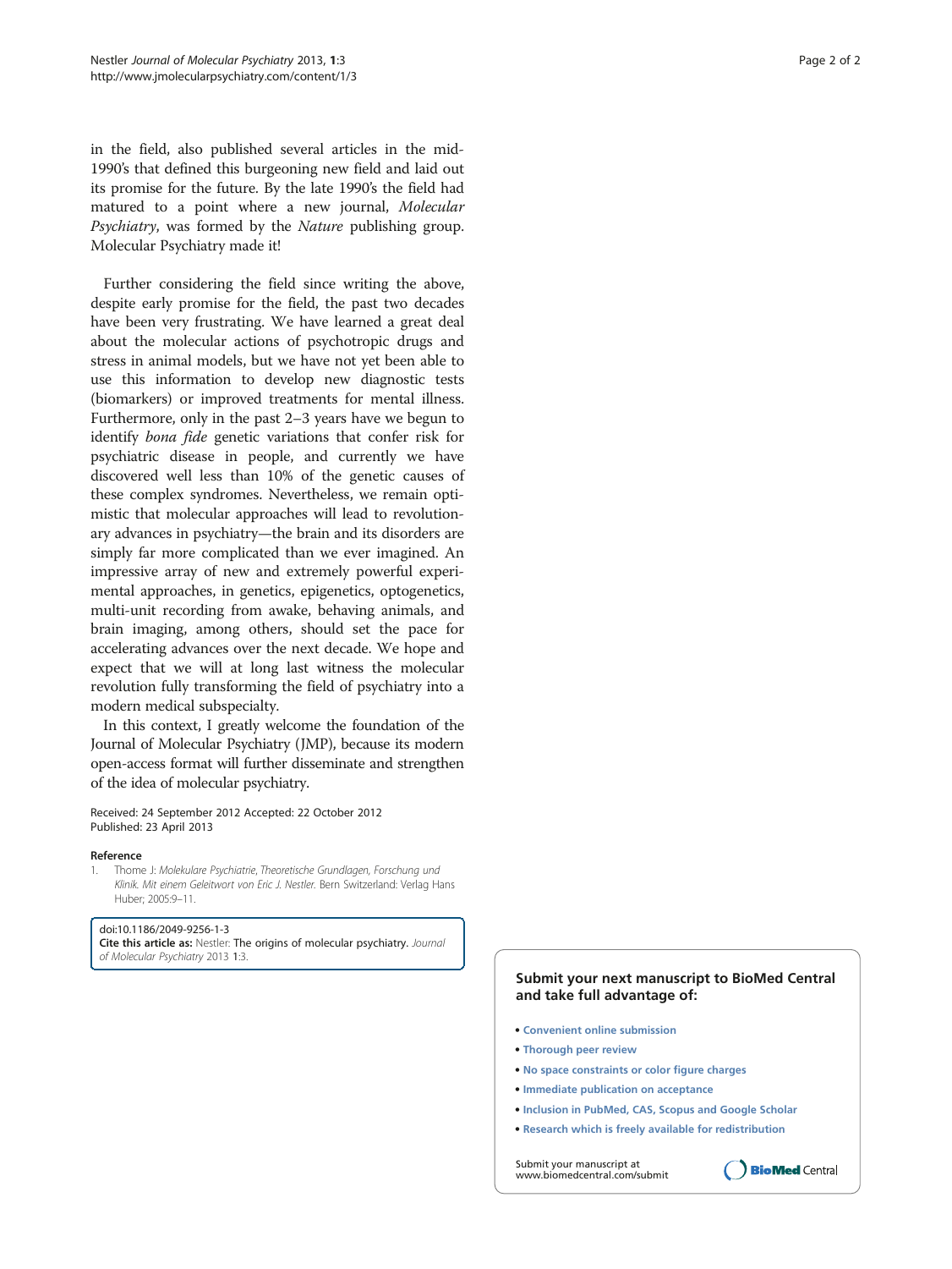in the field, also published several articles in the mid-1990's that defined this burgeoning new field and laid out its promise for the future. By the late 1990's the field had matured to a point where a new journal, *Molecular Psychiatry*, was formed by the *Nature* publishing group. Molecular Psychiatry made it!

Further considering the field since writing the above, despite early promise for the field, the past two decades have been very frustrating. We have learned a great deal about the molecular actions of psychotropic drugs and stress in animal models, but we have not yet been able to use this information to develop new diagnostic tests (biomarkers) or improved treatments for mental illness. Furthermore, only in the past 2–3 years have we begun to identify *bona fide* genetic variations that confer risk for psychiatric disease in people, and currently we have discovered well less than 10% of the genetic causes of these complex syndromes. Nevertheless, we remain optimistic that molecular approaches will lead to revolutionary advances in psychiatry—the brain and its disorders are simply far more complicated than we ever imagined. An impressive array of new and extremely powerful experimental approaches, in genetics, epigenetics, optogenetics, multi-unit recording from awake, behaving animals, and brain imaging, among others, should set the pace for accelerating advances over the next decade. We hope and expect that we will at long last witness the molecular revolution fully transforming the field of psychiatry into a modern medical subspecialty.

In this context, I greatly welcome the foundation of the Journal of Molecular Psychiatry (JMP), because its modern open-access format will further disseminate and strengthen of the idea of molecular psychiatry.

Received: 24 September 2012 Accepted: 22 October 2012
Published: 23 April 2013

#### Reference

1. Thome J: *Molekulare Psychiatrie, Theoretische Grundlagen, Forschung und Klinik. Mit einem Geleitwort von Eric J. Nestler.* Bern Switzerland: Verlag Hans Huber; 2005:9–11.

doi:10.1186/2049-9256-1-3
**Cite this article as:** Nestler: The origins of molecular psychiatry. *Journal of Molecular Psychiatry* 2013 **1**:3.

**Submit your next manuscript to BioMed Central and take full advantage of:**

- **Convenient online submission**
- **Thorough peer review**
- **No space constraints or color figure charges**
- **Immediate publication on acceptance**
- **Inclusion in PubMed, CAS, Scopus and Google Scholar**
- **Research which is freely available for redistribution**

Submit your manuscript at
www.biomedcentral.com/submit

BioMed Central